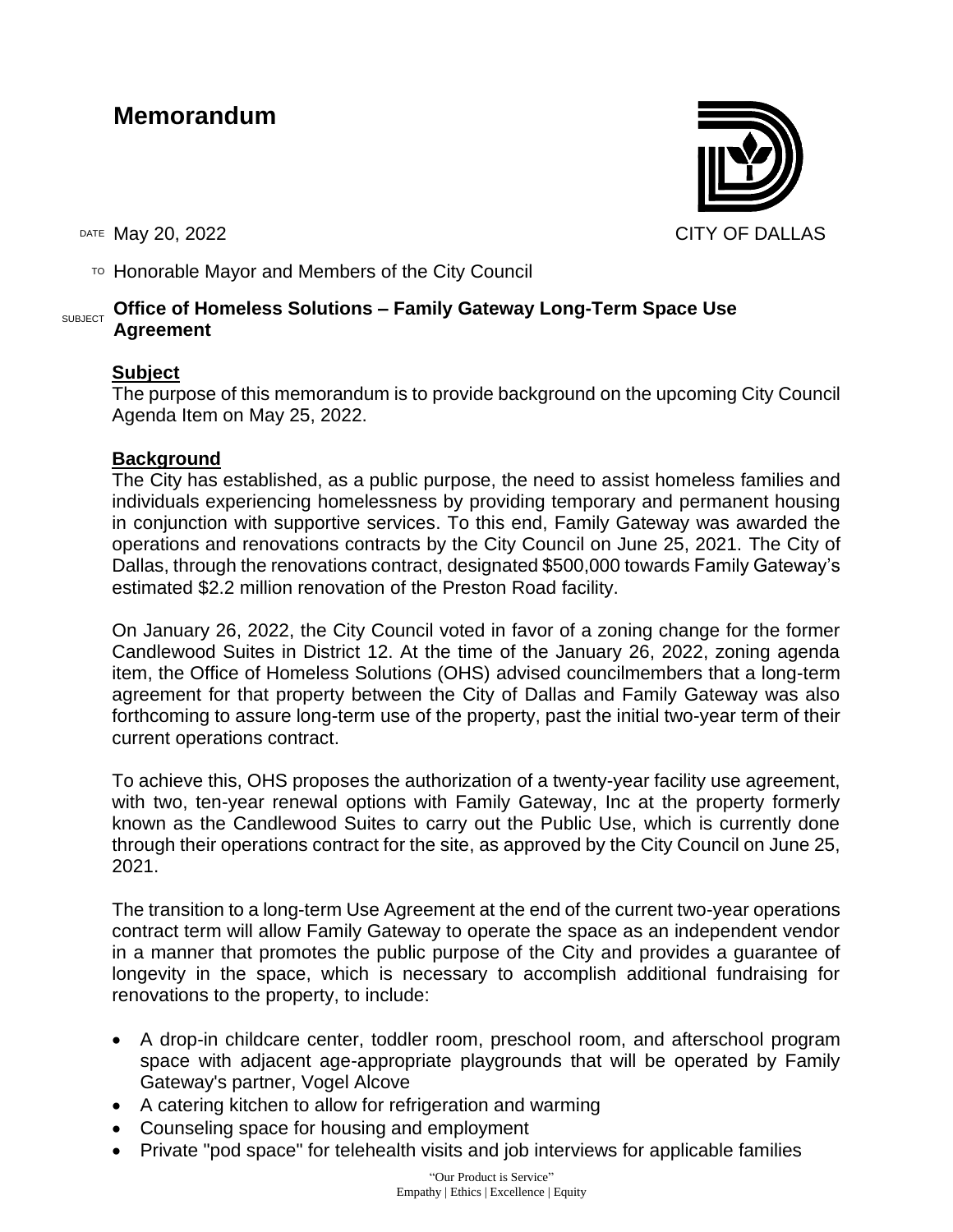# Memorandum

CITY OF DALLAS

DATE May 20, 2022

TO Honorable Mayor and Members of the City Council

SUBJECT **Office of Homeless Solutions – Family Gateway Long-Term Space Use Agreement**

## Subject

The purpose of this memorandum is to provide background on the upcoming City Council Agenda Item on May 25, 2022.

## Background

The City has established, as a public purpose, the need to assist homeless families and individuals experiencing homelessness by providing temporary and permanent housing in conjunction with supportive services. To this end, Family Gateway was awarded the operations and renovations contracts by the City Council on June 25, 2021. The City of Dallas, through the renovations contract, designated $500,000 towards Family Gateway's estimated $2.2 million renovation of the Preston Road facility.

On January 26, 2022, the City Council voted in favor of a zoning change for the former Candlewood Suites in District 12. At the time of the January 26, 2022, zoning agenda item, the Office of Homeless Solutions (OHS) advised councilmembers that a long-term agreement for that property between the City of Dallas and Family Gateway was also forthcoming to assure long-term use of the property, past the initial two-year term of their current operations contract.

To achieve this, OHS proposes the authorization of a twenty-year facility use agreement, with two, ten-year renewal options with Family Gateway, Inc at the property formerly known as the Candlewood Suites to carry out the Public Use, which is currently done through their operations contract for the site, as approved by the City Council on June 25, 2021.

The transition to a long-term Use Agreement at the end of the current two-year operations contract term will allow Family Gateway to operate the space as an independent vendor in a manner that promotes the public purpose of the City and provides a guarantee of longevity in the space, which is necessary to accomplish additional fundraising for renovations to the property, to include:

- A drop-in childcare center, toddler room, preschool room, and afterschool program space with adjacent age-appropriate playgrounds that will be operated by Family Gateway's partner, Vogel Alcove
- A catering kitchen to allow for refrigeration and warming
- Counseling space for housing and employment
- Private "pod space" for telehealth visits and job interviews for applicable families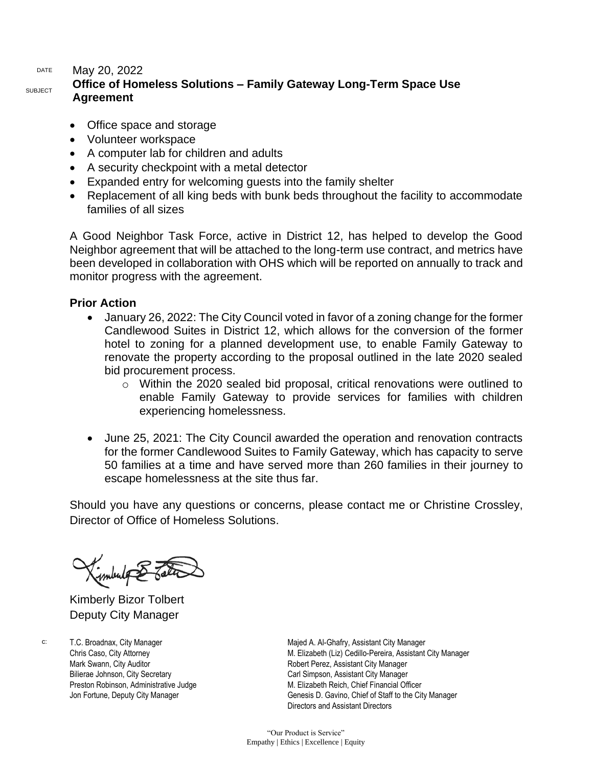DATE May 20, 2022

SUBJECT **Office of Homeless Solutions – Family Gateway Long-Term Space Use Agreement**

- Office space and storage
- Volunteer workspace
- A computer lab for children and adults
- A security checkpoint with a metal detector
- Expanded entry for welcoming guests into the family shelter
- Replacement of all king beds with bunk beds throughout the facility to accommodate families of all sizes

A Good Neighbor Task Force, active in District 12, has helped to develop the Good Neighbor agreement that will be attached to the long-term use contract, and metrics have been developed in collaboration with OHS which will be reported on annually to track and monitor progress with the agreement.

**Prior Action**

- January 26, 2022: The City Council voted in favor of a zoning change for the former Candlewood Suites in District 12, which allows for the conversion of the former hotel to zoning for a planned development use, to enable Family Gateway to renovate the property according to the proposal outlined in the late 2020 sealed bid procurement process.
  - Within the 2020 sealed bid proposal, critical renovations were outlined to enable Family Gateway to provide services for families with children experiencing homelessness.

- June 25, 2021: The City Council awarded the operation and renovation contracts for the former Candlewood Suites to Family Gateway, which has capacity to serve 50 families at a time and have served more than 260 families in their journey to escape homelessness at the site thus far.

Should you have any questions or concerns, please contact me or Christine Crossley, Director of Office of Homeless Solutions.

Kimberly Bizor Tolbert
Deputy City Manager

c:
T.C. Broadnax, City Manager
Chris Caso, City Attorney
Mark Swann, City Auditor
Bilierae Johnson, City Secretary
Preston Robinson, Administrative Judge
Jon Fortune, Deputy City Manager
Majed A. Al-Ghafry, Assistant City Manager
M. Elizabeth (Liz) Cedillo-Pereira, Assistant City Manager
Robert Perez, Assistant City Manager
Carl Simpson, Assistant City Manager
M. Elizabeth Reich, Chief Financial Officer
Genesis D. Gavino, Chief of Staff to the City Manager
Directors and Assistant Directors

"Our Product is Service"
Empathy | Ethics | Excellence | Equity